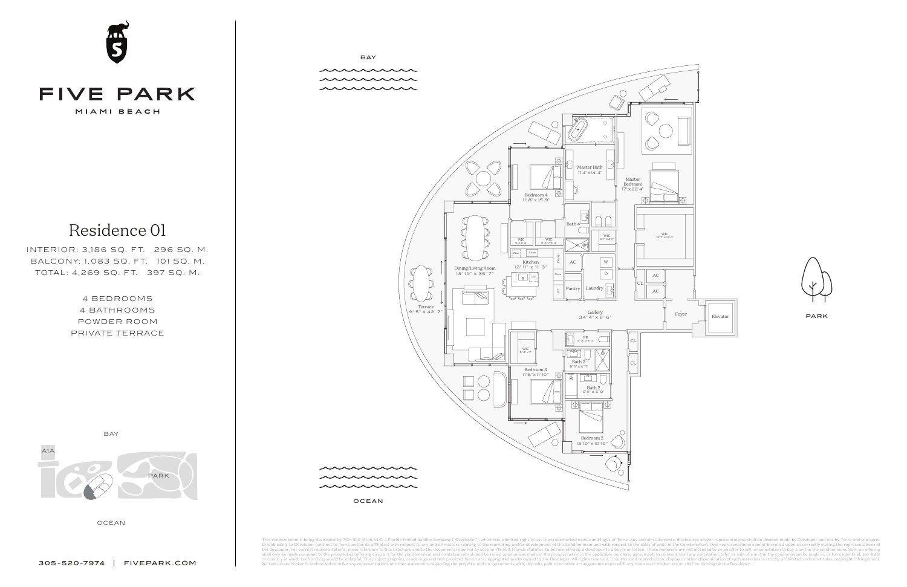# FIVE PARK

MIAMI BEACH

## Residence 01

INTERIOR: 3,186 SQ. FT. 296 SQ. M.
BALCONY: 1,083 SQ. FT. 101 SQ. M.
TOTAL: 4,269 SQ. FT. 397 SQ. M.

4 BEDROOMS
4 BATHROOMS
POWDER ROOM
PRIVATE TERRACE

BAY

A1A

PARK

OCEAN

305-520-7974 | FIVEPARK.COM

BAY

Master Bath
11' 4" x 14' 4"

Master Bedroom
17' x 22' 4"

Bedroom 4
11' 8" x 15' 9"

Bath 4

WIC

WIC

WIC

WIC
12' 7" x 12' 3"

Kitchen
12' 11" x 11' 3"

AC

W

D

AC

AC

CL

Pantry

Laundry

Dining/Living Room
13' 10" x 35' 7"

Terrace
9' 5" x 42' 7"

Gallery
34' 4" x 6' 6"

Foyer

Elevator

PARK

PR

CL

CL

WIC

Bath 3

Bedroom 3
11' 8" x 11' 10"

Bath 2
9' 11" x 5' 10"

Bedroom 2
13' 10" x 10' 10"

OCEAN

This condominium is being developed by TCH 500 Alton, LLC, a Florida limited liability company ("Developer"), which has a limited right to use the trademarked names and logos of Terra. Any and all statements, disclosures and/or representations shall be deemed made by Developer and not by Terra and you agree to look solely to Developer (and not to Terra and/or its affiliates) with respect to any and all matters relating to the marketing and/or development of the Condominium and with respect to the sales of units in the Condominium. Oral representations cannot be relied upon as correctly stating the representations of the developer. For correct representations, make reference to this brochure and to the documents required by section 718.503, Florida statutes, to be furnished by a developer to a buyer or lessee. These materials are not intended to be an offer to sell, or solicitation to buy a unit in the condominium. Such an offering shall only be made pursuant to the prospectus (offering circular) for the condominium and no statements should be relied upon unless made in the prospectus or in the applicable purchase agreement. In no event shall any solicitation, offer or sale of a unit in the condominium be made in, or to residents of, any state or country in which such activity would be unlawful. The project graphics, renderings and text provided herein are copyrighted works owned by the Developer. All rights reserved. Unauthorized reproduction, display or other dissemination of such materials is strictly prohibited and constitutes copyright infringement. No real estate broker is authorized to make any representations or other statements regarding the projects, and no agreements with, deposits paid to or other arrangements made with any real estate broker are or shall be binding on the Developer.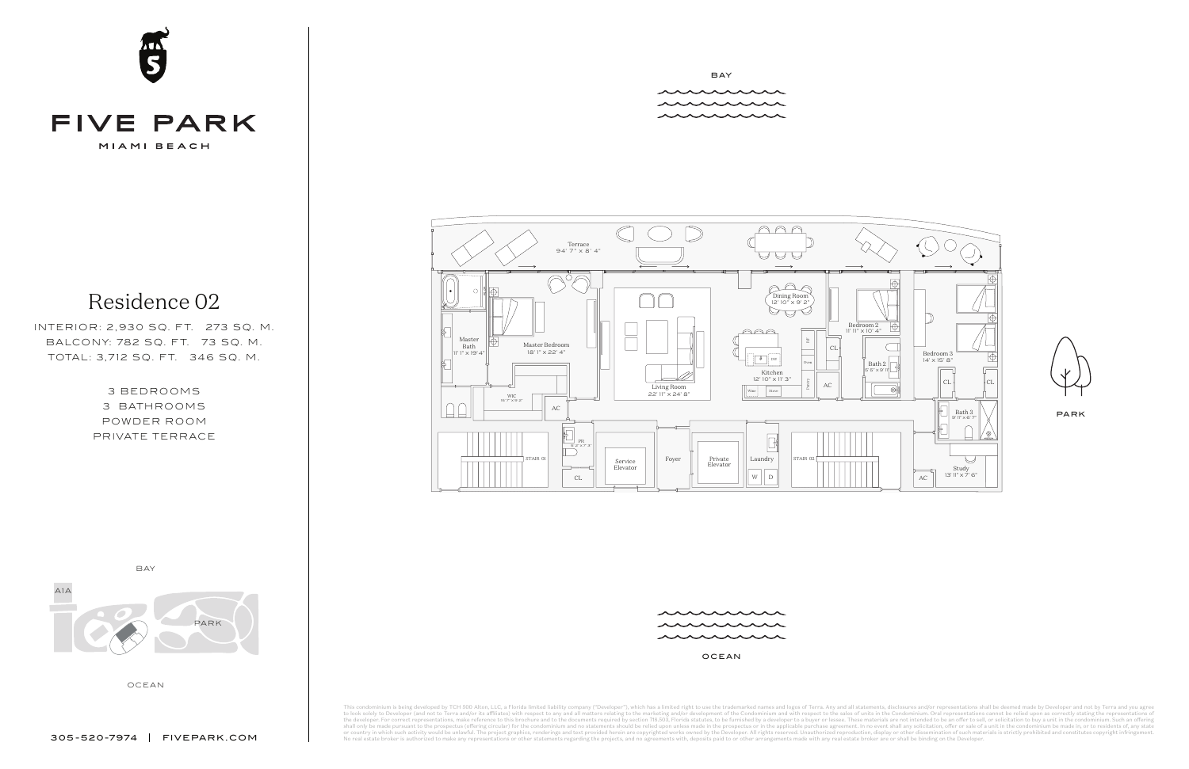# FIVE PARK

MIAMI BEACH

## Residence 02

INTERIOR: 2,930 SQ. FT. 273 SQ. M.
BALCONY: 782 SQ. FT. 73 SQ. M.
TOTAL: 3,712 SQ. FT. 346 SQ. M.

3 BEDROOMS
3 BATHROOMS
POWDER ROOM
PRIVATE TERRACE

BAY

Terrace
94' 7" x 8' 4"

Master Bath
11' 1" x 19' 4"

Master Bedroom
18' 1" x 22' 4"

WIC
15' 7" x 9' 2"

Living Room
22' 11" x 24' 8"

Dining Room
12' 10" x 9' 2"

Kitchen
12' 10" x 11' 3"

Bedroom 2
11' 11" x 10' 4"

Bath 2
5' 5" x 9' 11"

Bedroom 3
14' x 15' 8"

Bath 3
9' 11" x 6' 7"

Study
13' 11" x 7' 6"

PR
5' 2" x 7' 3"

CL

AC

STAIR 01

Service Elevator

Foyer

Private Elevator

Laundry

W D

STAIR 02

PARK

OCEAN

BAY

A1A

PARK

OCEAN

305-520-7974 | FIVEPARK.COM

This condominium is being developed by TCH 500 Alton, LLC, a Florida limited liability company ("Developer"), which has a limited right to use the trademarked names and logos of Terra. Any and all statements, disclosures and/or representations shall be deemed made by Developer and not by Terra and you agree to look solely to Developer (and not to Terra and/or its affiliates) with respect to any and all matters relating to the marketing and/or development of the Condominium and with respect to the sales of units in the Condominium. Oral representations cannot be relied upon as correctly stating the representations of the developer. For correct representations, make reference to this brochure and to the documents required by section 718.503, Florida statutes, to be furnished by a developer to a buyer or lessee. These materials are not intended to be an offer to sell, or solicitation to buy a unit in the condominium. Such an offering shall only be made pursuant to the prospectus (offering circular) for the condominium and no statements should be relied upon unless made in the prospectus or in the applicable purchase agreement. In no event shall any solicitation, offer or sale of a unit in the condominium be made in, or to residents of, any state or country in which such activity would be unlawful. The project graphics, renderings and text provided herein are copyrighted works owned by the Developer. All rights reserved. Unauthorized reproduction, display or other dissemination of such materials is strictly prohibited and constitutes copyright infringement. No real estate broker is authorized to make any representations or other statements regarding the projects, and no agreements with, deposits paid to or other arrangements made with any real estate broker are or shall be binding on the Developer.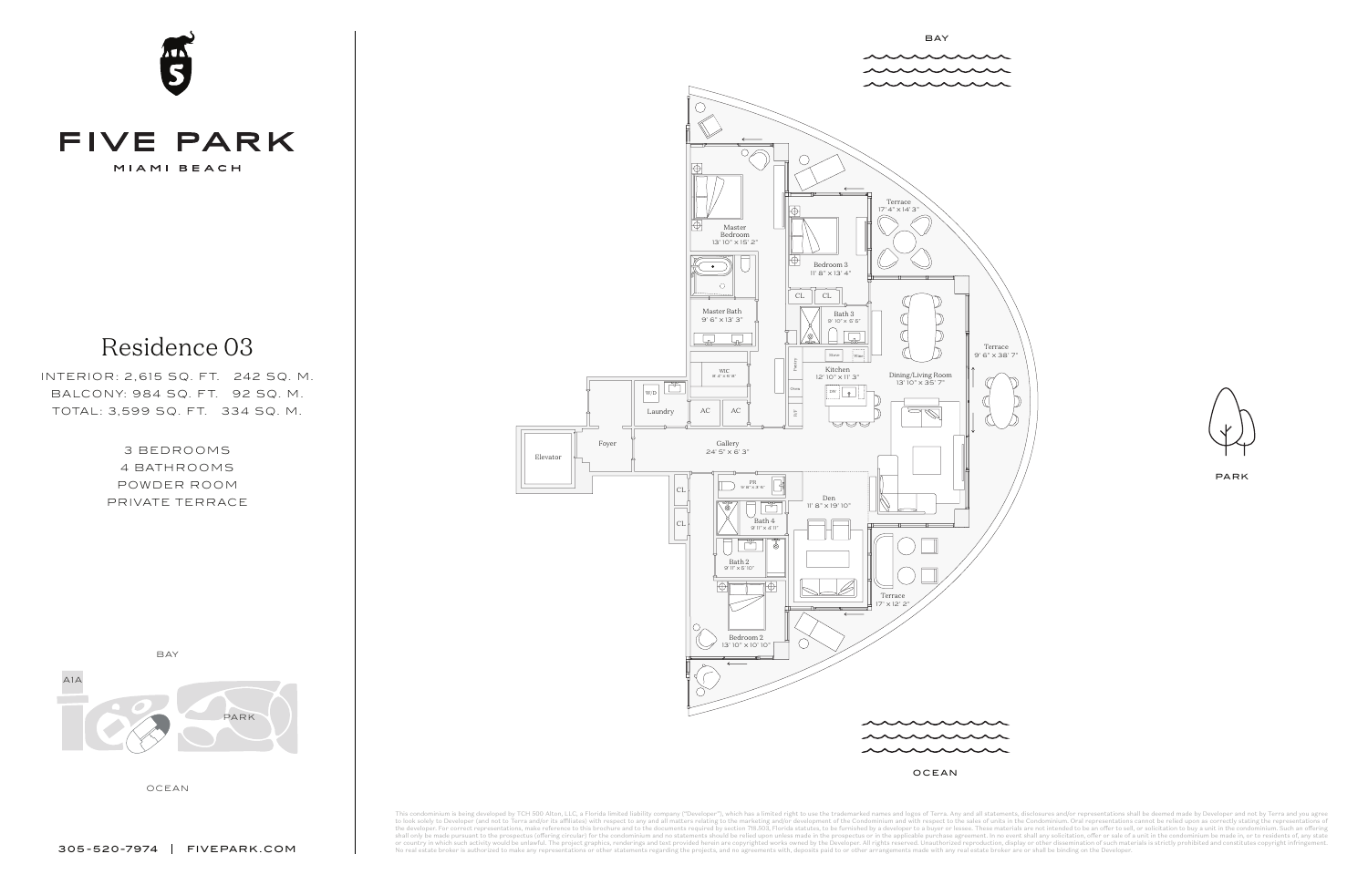# FIVE PARK

MIAMI BEACH

## Residence 03

INTERIOR: 2,615 SQ. FT. 242 SQ. M.
BALCONY: 984 SQ. FT. 92 SQ. M.
TOTAL: 3,599 SQ. FT. 334 SQ. M.

3 BEDROOMS
4 BATHROOMS
POWDER ROOM
PRIVATE TERRACE

BAY

A1A

PARK

OCEAN

305-520-7974 | FIVEPARK.COM

BAY

Master Bedroom 13' 10" x 15' 2"

Bedroom 3 11' 8" x 13' 4"

Terrace 17' 4" x 14' 3"

CL CL

Master Bath 9' 6" x 13' 3"

Bath 3 9' 10" x 6' 6"

WIC

Pantry

Stove Wine

Kitchen 12' 10" x 11' 3"

Dining/Living Room 13' 10" x 35' 7"

Terrace 9' 6" x 38' 7"

W/D

Laundry

AC AC

DW

Elevator

Foyer

Gallery 24' 5" x 6' 3"

CL

CL

PR

Bath 4 9' 11" x 4' 11"

Den 11' 8" x 19' 10"

Bath 2 9' 11" x 5' 10"

Terrace 17' x 12' 2"

Bedroom 2 13' 10" x 10' 10"

PARK

OCEAN

This condominium is being developed by TCH 500 Alton, LLC, a Florida limited liability company ("Developer"), which has a limited right to use the trademarked names and logos of Terra. Any and all statements, disclosures and/or representations shall be deemed made by Developer and not by Terra and you agree to look solely to Developer (and not to Terra and/or its affiliates) with respect to any and all matters relating to the marketing and/or development of the Condominium and with respect to the sales of units in the Condominium. Oral representations cannot be relied upon as correctly stating the representations of the developer. For correct representations, make reference to this brochure and to the documents required by section 718.503, Florida statutes, to be furnished by a developer to a buyer or lessee. These materials are not intended to be an offer to sell, or solicitation to buy a unit in the condominium. Such an offering shall only be made pursuant to the prospectus (offering circular) for the condominium and no statements should be relied upon unless made in the prospectus or in the applicable purchase agreement. In no event shall any solicitation, offer or sale of a unit in the condominium be made in, or to residents of, any state or country in which such activity would be unlawful. The project graphics, renderings and text provided herein are copyrighted works owned by the Developer. All rights reserved. Unauthorized reproduction, display or other dissemination of such materials is strictly prohibited and constitutes copyright infringement. No real estate broker is authorized to make any representations or other statements regarding the projects, and no agreements with, deposits paid to or other arrangements made with any real estate broker are or shall be binding on the Developer.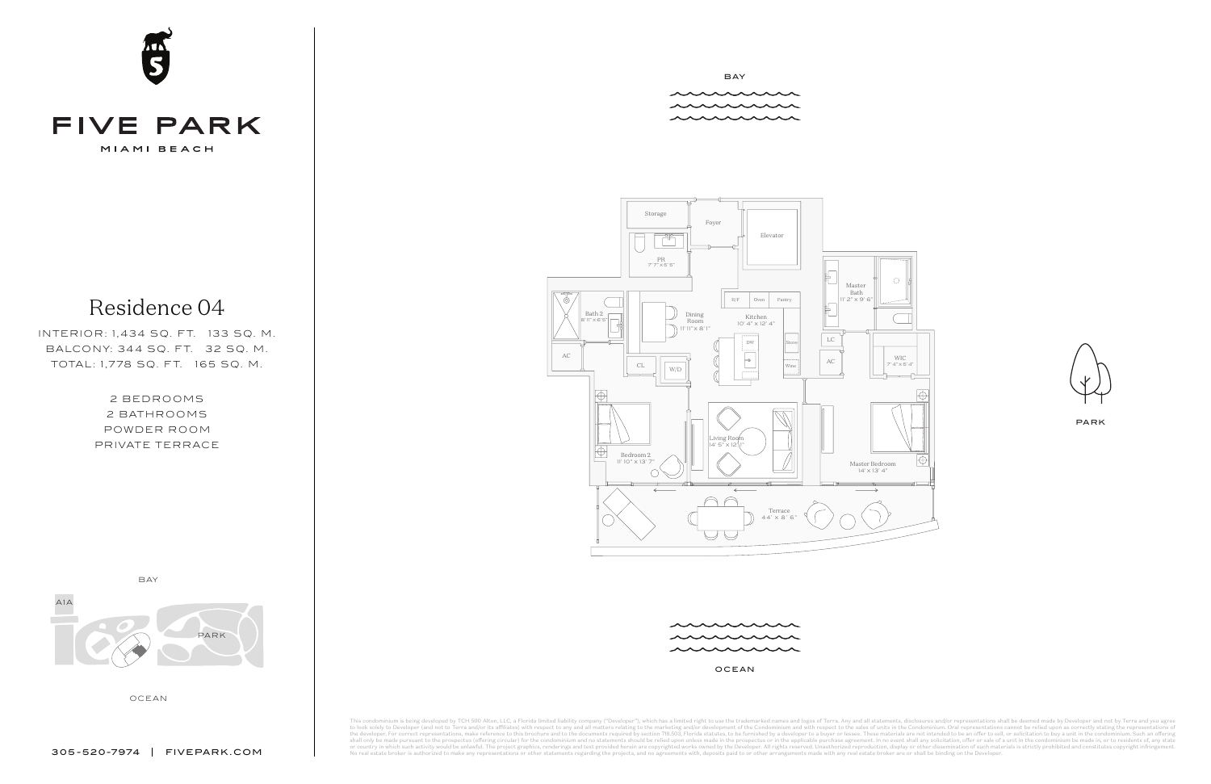# FIVE PARK

MIAMI BEACH

## Residence 04

INTERIOR: 1,434 SQ. FT. 133 SQ. M.
BALCONY: 344 SQ. FT. 32 SQ. M.
TOTAL: 1,778 SQ. FT. 165 SQ. M.

2 BEDROOMS
2 BATHROOMS
POWDER ROOM
PRIVATE TERRACE

BAY

Storage
Foyer
Elevator
PR 7' 7" x 5' 5"
Master Bath 11' 2" x 9' 6"
Bath 2 8' 11" x 6' 5"
Dining Room 11' 11" x 8' 1"
R/F Oven Pantry
Kitchen 10' 4" x 12' 4"
DW
Stove
Wine
LC
AC
WIC 7' 4" x 6' 4"
AC
CL
W/D
Bedroom 2 11' 10" x 13' 7"
Living Room 14' 5" x 12' 1"
Master Bedroom 14' x 13' 4"
Terrace 44' x 8' 6"

OCEAN

PARK

BAY
A1A
PARK
OCEAN

305-520-7974 | FIVEPARK.COM

This condominium is being developed by TCH 500 Alton, LLC, a Florida limited liability company ("Developer"), which has a limited right to use the trademarked names and logos of Terra. Any and all statements, disclosures and/or representations shall be deemed made by Developer and not by Terra and you agree to look solely to Developer (and not to Terra and/or its affiliates) with respect to any and all matters relating to the marketing and/or development of the Condominium and with respect to the sales of units in the Condominium. Oral representations cannot be relied upon as correctly stating the representations of the developer. For correct representations, make reference to this brochure and to the documents required by section 718.503, Florida statutes, to be furnished by a developer to a buyer or lessee. These materials are not intended to be an offer to sell, or solicitation to buy a unit in the condominium. Such an offering shall only be made pursuant to the prospectus (offering circular) for the condominium and no statements should be relied upon unless made in the prospectus or in the applicable purchase agreement. In no event shall any solicitation, offer or sale of a unit in the condominium be made in, or to residents of, any state or country in which such activity would be unlawful. The project graphics, renderings and text provided herein are copyrighted works owned by the Developer. All rights reserved. Unauthorized reproduction, display or other dissemination of such materials is strictly prohibited and constitutes copyright infringement. No real estate broker is authorized to make any representations or other statements regarding the projects, and no agreements with, deposits paid to or other arrangements made with any real estate broker are or shall be binding on the Developer.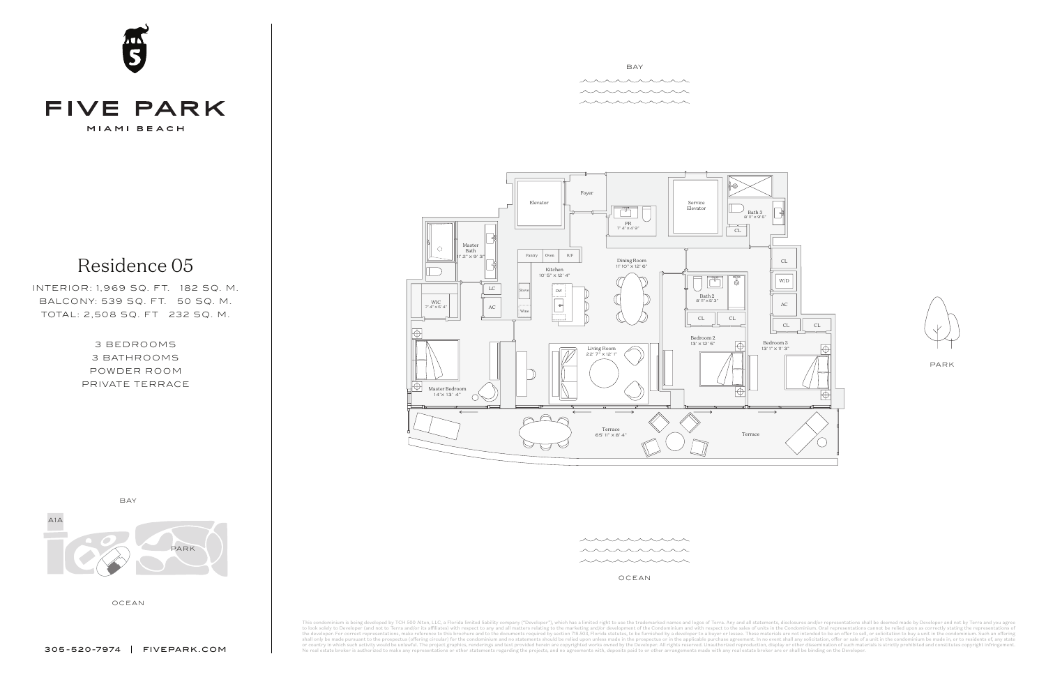# FIVE PARK

MIAMI BEACH

## Residence 05

INTERIOR: 1,969 SQ. FT. 182 SQ. M.
BALCONY: 539 SQ. FT. 50 SQ. M.
TOTAL: 2,508 SQ. FT 232 SQ. M.

3 BEDROOMS
3 BATHROOMS
POWDER ROOM
PRIVATE TERRACE

BAY

Elevator
Foyer
Service Elevator
PR
7' 4" x 4' 9"
Bath 3
8' 11" x 9' 5"
CL
Master Bath
11' 2" x 9' 3"
Pantry
Oven
R/F
Kitchen
10' 5" x 12' 4"
Dining Room
11' 10" x 12' 6"
CL
W/D
LC
Stove
DW
Wine
AC
WIC
7' 4" x 5' 4"
Bath 2
8' 11" x 5' 3"
CL
CL
AC
CL
CL
Living Room
22' 7" x 12' 1"
Bedroom 2
13' x 12' 5"
Bedroom 3
13' 1" x 11' 3"
Master Bedroom
14' x 13' 4"
Terrace
65' 11" x 8' 4"
Terrace

PARK

OCEAN

BAY
A1A
PARK
OCEAN

305-520-7974 | FIVEPARK.COM

This condominium is being developed by TCH 500 Alton, LLC, a Florida limited liability company ("Developer"), which has a limited right to use the trademarked names and logos of Terra. Any and all statements, disclosures and/or representations shall be deemed made by Developer and not by Terra and you agree to look solely to Developer (and not to Terra and/or its affiliates) with respect to any and all matters relating to the marketing and/or development of the Condominium and with respect to the sales of units in the Condominium. Oral representations cannot be relied upon as correctly stating the representations of the developer. For correct representations, make reference to this brochure and to the documents required by section 718.503, Florida statutes, to be furnished by a developer to a buyer or lessee. These materials are not intended to be an offer to sell, or solicitation to buy a unit in the condominium. Such an offering shall only be made pursuant to the prospectus (offering circular) for the condominium and no statements should be relied upon unless made in the prospectus or in the applicable purchase agreement. In no event shall any solicitation, offer or sale of a unit in the condominium be made in, or to residents of, any state or country in which such activity would be unlawful. The project graphics, renderings and text provided herein are copyrighted works owned by the Developer. All rights reserved. Unauthorized reproduction, display or other dissemination of such materials is strictly prohibited and constitutes copyright infringement. No real estate broker is authorized to make any representations or other statements regarding the projects, and no agreements with, deposits paid to or other arrangements made with any real estate broker are or shall be binding on the Developer.